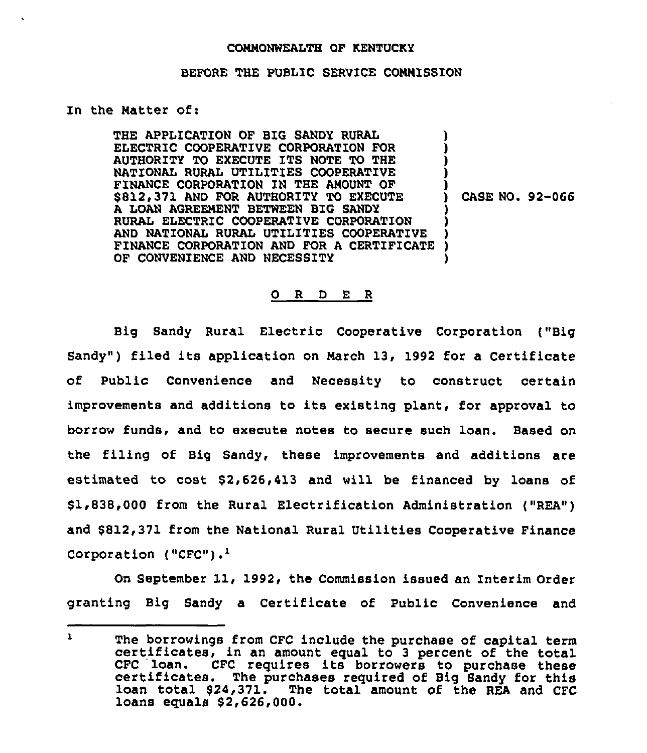COMMONWEALTH OF KENTUCKY

BEFORE THE PUBLIC SERVICE COMMISSION

In the Matter of:

THE APPLICATION OF BIG SANDY RURAL ELECTRIC COOPERATIVE CORPORATION FOR AUTHORITY TO EXECUTE ITS NOTE TO THE NATIONAL RURAL UTILITIES COOPERATIVE FINANCE CORPORATION IN THE AMOUNT OF $812,371 AND FOR AUTHORITY TO EXECUTE A LOAN AGREEMENT BETWEEN BIG SANDY RURAL ELECTRIC COOPERATIVE CORPORATION AND NATIONAL RURAL UTILITIES COOPERATIVE FINANCE CORPORATION AND FOR A CERTIFICATE OF CONVENIENCE AND NECESSITY ) CASE NO. 92-066

## O R D E R

Big Sandy Rural Electric Cooperative Corporation ("Big Sandy") filed its application on March 13, 1992 for a Certificate of Public Convenience and Necessity to construct certain improvements and additions to its existing plant, for approval to borrow funds, and to execute notes to secure such loan. Based on the filing of Big Sandy, these improvements and additions are estimated to cost $2,626,413 and will be financed by loans of $1,838,000 from the Rural Electrification Administration ("REA") and $812,371 from the National Rural Utilities Cooperative Finance Corporation ("CFC").[1]

On September 11, 1992, the Commission issued an Interim Order granting Big Sandy a Certificate of Public Convenience and

---

[1] The borrowings from CFC include the purchase of capital term certificates, in an amount equal to 3 percent of the total CFC loan. CFC requires its borrowers to purchase these certificates. The purchases required of Big Sandy for this loan total $24,371. The total amount of the REA and CFC loans equals $2,626,000.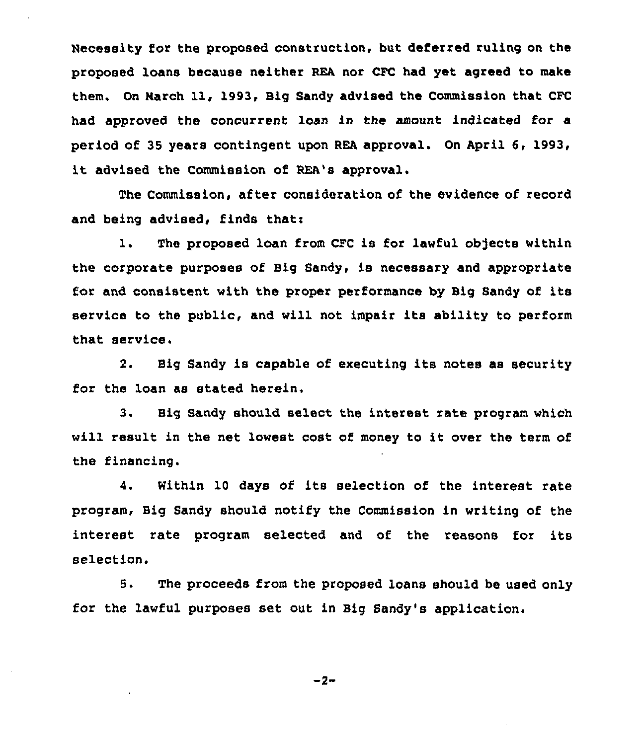Necessity for the proposed construction, but deferred ruling on the proposed loans because neither REA nor CFC had yet agreed to make them. On March 11, 1993, Big Sandy advised the Commission that CFC had approved the concurrent loan in the amount indicated for a period of 35 years contingent upon REA approval. On April 6, 1993, it advised the Commission of REA's approval.

The Commission, after consideration of the evidence of record and being advised, finds that:

1. The proposed loan from CFC is for lawful objects within the corporate purposes of Big Sandy, is necessary and appropriate for and consistent with the proper performance by Big Sandy of its service to the public, and will not impair its ability to perform that service.

2. Big Sandy is capable of executing its notes as security for the loan as stated herein.

3. Big Sandy should select the interest rate program which will result in the net lowest cost of money to it over the term of the financing.

4. Within 10 days of its selection of the interest rate program, Big Sandy should notify the Commission in writing of the interest rate program selected and of the reasons for its selection.

5. The proceeds from the proposed loans should be used only for the lawful purposes set out in Big Sandy's application.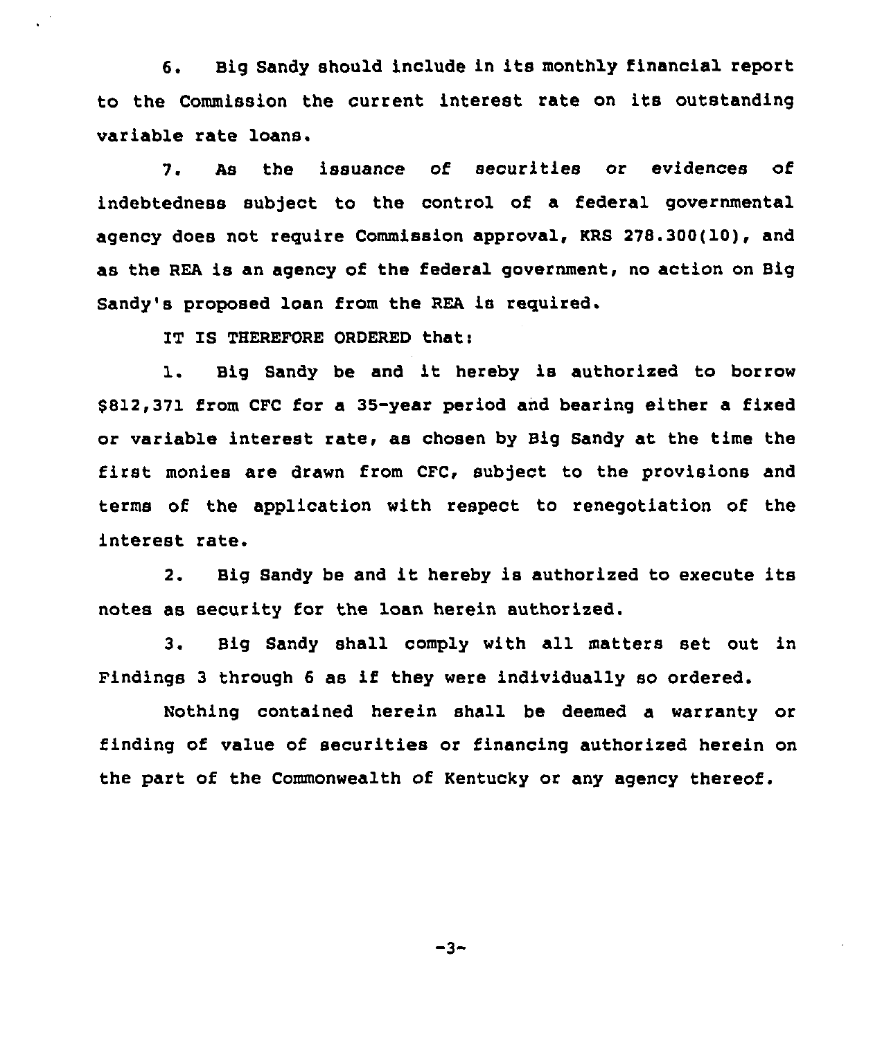6. Big Sandy should include in its monthly financial report to the Commission the current interest rate on its outstanding variable rate loans.

7. As the issuance of securities or evidences of indebtedness subject to the control of a federal governmental agency does not require Commission approval, KRS 278.300(10), and as the REA is an agency of the federal government, no action on Big Sandy's proposed loan from the REA is required.

IT IS THEREFORE ORDERED that:

1. Big Sandy be and it hereby is authorized to borrow $812,371 from CFC for a 35-year period and bearing either a fixed or variable interest rate, as chosen by Big Sandy at the time the first monies are drawn from CFC, subject to the provisions and terms of the application with respect to renegotiation of the interest rate.

2. Big Sandy be and it hereby is authorized to execute its notes as security for the loan herein authorized.

3. Big Sandy shall comply with all matters set out in Findings 3 through 6 as if they were individually so ordered.

Nothing contained herein shall be deemed a warranty or finding of value of securities or financing authorized herein on the part of the Commonwealth of Kentucky or any agency thereof.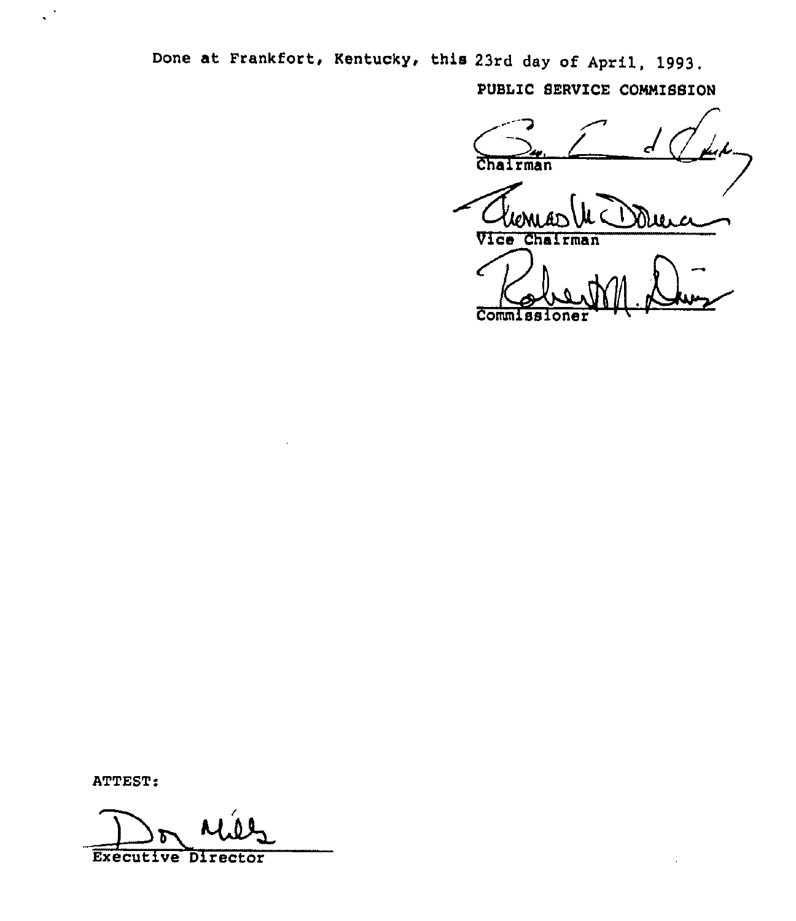Done at Frankfort, Kentucky, this 23rd day of April, 1993.

PUBLIC SERVICE COMMISSION

Chairman

Vice Chairman

Commissioner

ATTEST:

Executive Director